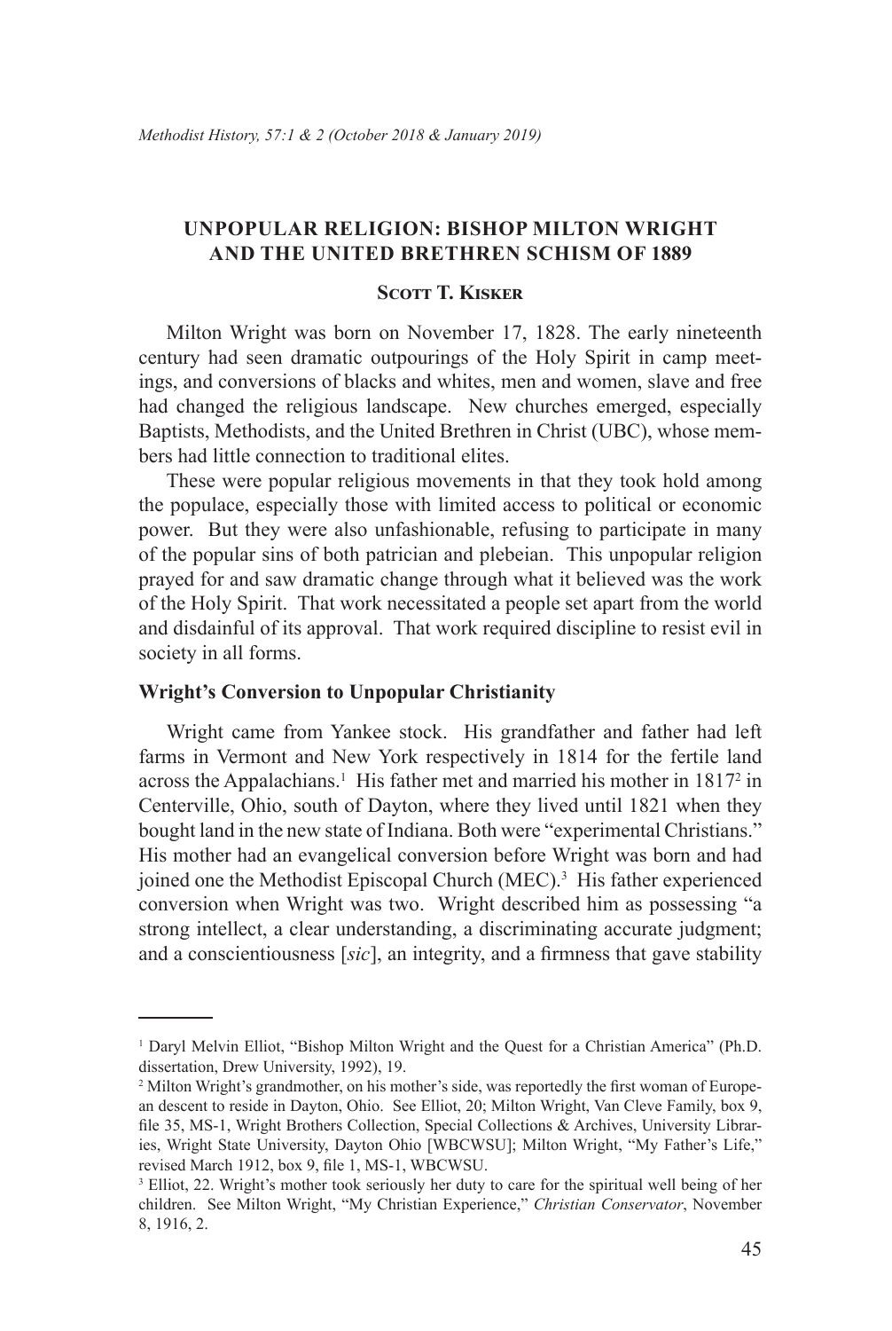# UNPOPULAR RELIGION: BISHOP MILTON WRIGHT AND THE UNITED BRETHREN SCHISM OF 1889

**Scott T. Kisker**

Milton Wright was born on November 17, 1828. The early nineteenth century had seen dramatic outpourings of the Holy Spirit in camp meetings, and conversions of blacks and whites, men and women, slave and free had changed the religious landscape. New churches emerged, especially Baptists, Methodists, and the United Brethren in Christ (UBC), whose members had little connection to traditional elites.

These were popular religious movements in that they took hold among the populace, especially those with limited access to political or economic power. But they were also unfashionable, refusing to participate in many of the popular sins of both patrician and plebeian. This unpopular religion prayed for and saw dramatic change through what it believed was the work of the Holy Spirit. That work necessitated a people set apart from the world and disdainful of its approval. That work required discipline to resist evil in society in all forms.

## Wright's Conversion to Unpopular Christianity

Wright came from Yankee stock. His grandfather and father had left farms in Vermont and New York respectively in 1814 for the fertile land across the Appalachians.[1] His father met and married his mother in 1817[2] in Centerville, Ohio, south of Dayton, where they lived until 1821 when they bought land in the new state of Indiana. Both were "experimental Christians." His mother had an evangelical conversion before Wright was born and had joined one the Methodist Episcopal Church (MEC).[3] His father experienced conversion when Wright was two. Wright described him as possessing "a strong intellect, a clear understanding, a discriminating accurate judgment; and a conscientiousness [*sic*], an integrity, and a firmness that gave stability

---

[1] Daryl Melvin Elliot, "Bishop Milton Wright and the Quest for a Christian America" (Ph.D. dissertation, Drew University, 1992), 19.

[2] Milton Wright's grandmother, on his mother's side, was reportedly the first woman of European descent to reside in Dayton, Ohio. See Elliot, 20; Milton Wright, Van Cleve Family, box 9, file 35, MS-1, Wright Brothers Collection, Special Collections & Archives, University Libraries, Wright State University, Dayton Ohio [WBCWSU]; Milton Wright, "My Father's Life," revised March 1912, box 9, file 1, MS-1, WBCWSU.

[3] Elliot, 22. Wright's mother took seriously her duty to care for the spiritual well being of her children. See Milton Wright, "My Christian Experience," *Christian Conservator*, November 8, 1916, 2.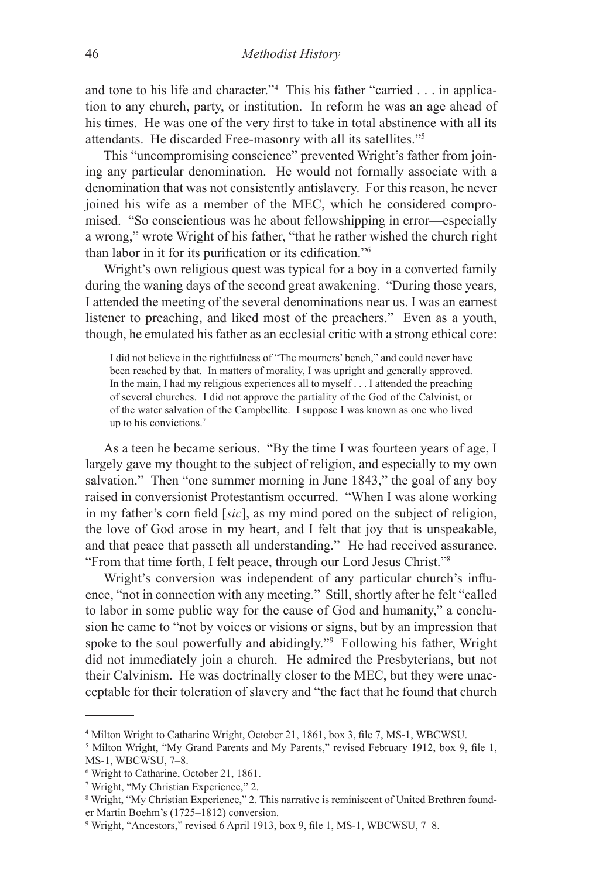and tone to his life and character."[4] This his father "carried . . . in application to any church, party, or institution. In reform he was an age ahead of his times. He was one of the very first to take in total abstinence with all its attendants. He discarded Free-masonry with all its satellites."[5]

This "uncompromising conscience" prevented Wright's father from joining any particular denomination. He would not formally associate with a denomination that was not consistently antislavery. For this reason, he never joined his wife as a member of the MEC, which he considered compromised. "So conscientious was he about fellowshipping in error—especially a wrong," wrote Wright of his father, "that he rather wished the church right than labor in it for its purification or its edification."[6]

Wright's own religious quest was typical for a boy in a converted family during the waning days of the second great awakening. "During those years, I attended the meeting of the several denominations near us. I was an earnest listener to preaching, and liked most of the preachers." Even as a youth, though, he emulated his father as an ecclesial critic with a strong ethical core:

> I did not believe in the rightfulness of "The mourners' bench," and could never have been reached by that. In matters of morality, I was upright and generally approved. In the main, I had my religious experiences all to myself . . . I attended the preaching of several churches. I did not approve the partiality of the God of the Calvinist, or of the water salvation of the Campbellite. I suppose I was known as one who lived up to his convictions.[7]

As a teen he became serious. "By the time I was fourteen years of age, I largely gave my thought to the subject of religion, and especially to my own salvation." Then "one summer morning in June 1843," the goal of any boy raised in conversionist Protestantism occurred. "When I was alone working in my father's corn field [*sic*], as my mind pored on the subject of religion, the love of God arose in my heart, and I felt that joy that is unspeakable, and that peace that passeth all understanding." He had received assurance. "From that time forth, I felt peace, through our Lord Jesus Christ."[8]

Wright's conversion was independent of any particular church's influence, "not in connection with any meeting." Still, shortly after he felt "called to labor in some public way for the cause of God and humanity," a conclusion he came to "not by voices or visions or signs, but by an impression that spoke to the soul powerfully and abidingly."[9] Following his father, Wright did not immediately join a church. He admired the Presbyterians, but not their Calvinism. He was doctrinally closer to the MEC, but they were unacceptable for their toleration of slavery and "the fact that he found that church

---

[4] Milton Wright to Catharine Wright, October 21, 1861, box 3, file 7, MS-1, WBCWSU.

[5] Milton Wright, "My Grand Parents and My Parents," revised February 1912, box 9, file 1, MS-1, WBCWSU, 7–8.

[6] Wright to Catharine, October 21, 1861.

[7] Wright, "My Christian Experience," 2.

[8] Wright, "My Christian Experience," 2. This narrative is reminiscent of United Brethren founder Martin Boehm's (1725–1812) conversion.

[9] Wright, "Ancestors," revised 6 April 1913, box 9, file 1, MS-1, WBCWSU, 7–8.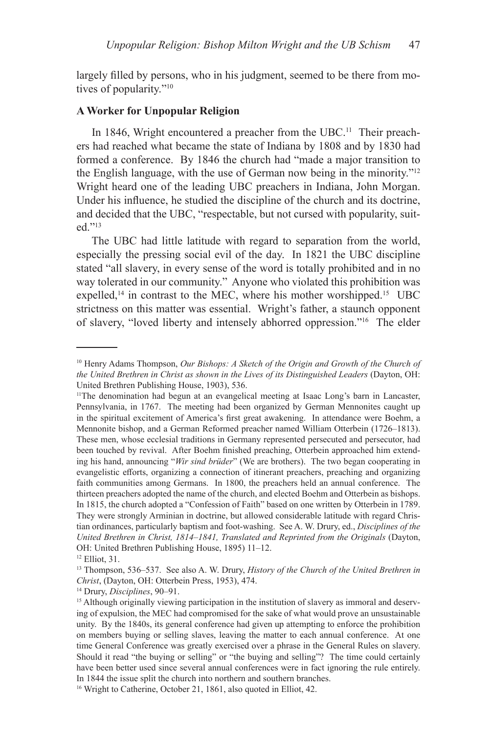largely filled by persons, who in his judgment, seemed to be there from motives of popularity."[10]

**A Worker for Unpopular Religion**

In 1846, Wright encountered a preacher from the UBC.[11] Their preachers had reached what became the state of Indiana by 1808 and by 1830 had formed a conference. By 1846 the church had "made a major transition to the English language, with the use of German now being in the minority."[12] Wright heard one of the leading UBC preachers in Indiana, John Morgan. Under his influence, he studied the discipline of the church and its doctrine, and decided that the UBC, "respectable, but not cursed with popularity, suited."[13]

The UBC had little latitude with regard to separation from the world, especially the pressing social evil of the day. In 1821 the UBC discipline stated "all slavery, in every sense of the word is totally prohibited and in no way tolerated in our community." Anyone who violated this prohibition was expelled,[14] in contrast to the MEC, where his mother worshipped.[15] UBC strictness on this matter was essential. Wright's father, a staunch opponent of slavery, "loved liberty and intensely abhorred oppression."[16] The elder

---

[10] Henry Adams Thompson, *Our Bishops: A Sketch of the Origin and Growth of the Church of the United Brethren in Christ as shown in the Lives of its Distinguished Leaders* (Dayton, OH: United Brethren Publishing House, 1903), 536.

[11] The denomination had begun at an evangelical meeting at Isaac Long's barn in Lancaster, Pennsylvania, in 1767. The meeting had been organized by German Mennonites caught up in the spiritual excitement of America's first great awakening. In attendance were Boehm, a Mennonite bishop, and a German Reformed preacher named William Otterbein (1726–1813). These men, whose ecclesial traditions in Germany represented persecuted and persecutor, had been touched by revival. After Boehm finished preaching, Otterbein approached him extending his hand, announcing "*Wir sind brüder*" (We are brothers). The two began cooperating in evangelistic efforts, organizing a connection of itinerant preachers, preaching and organizing faith communities among Germans. In 1800, the preachers held an annual conference. The thirteen preachers adopted the name of the church, and elected Boehm and Otterbein as bishops. In 1815, the church adopted a "Confession of Faith" based on one written by Otterbein in 1789. They were strongly Arminian in doctrine, but allowed considerable latitude with regard Christian ordinances, particularly baptism and foot-washing. See A. W. Drury, ed., *Disciplines of the United Brethren in Christ, 1814–1841, Translated and Reprinted from the Originals* (Dayton, OH: United Brethren Publishing House, 1895) 11–12.

[12] Elliot, 31.

[13] Thompson, 536–537. See also A. W. Drury, *History of the Church of the United Brethren in Christ*, (Dayton, OH: Otterbein Press, 1953), 474.

[14] Drury, *Disciplines*, 90–91.

[15] Although originally viewing participation in the institution of slavery as immoral and deserving of expulsion, the MEC had compromised for the sake of what would prove an unsustainable unity. By the 1840s, its general conference had given up attempting to enforce the prohibition on members buying or selling slaves, leaving the matter to each annual conference. At one time General Conference was greatly exercised over a phrase in the General Rules on slavery. Should it read "the buying or selling" or "the buying and selling"? The time could certainly have been better used since several annual conferences were in fact ignoring the rule entirely. In 1844 the issue split the church into northern and southern branches.

[16] Wright to Catherine, October 21, 1861, also quoted in Elliot, 42.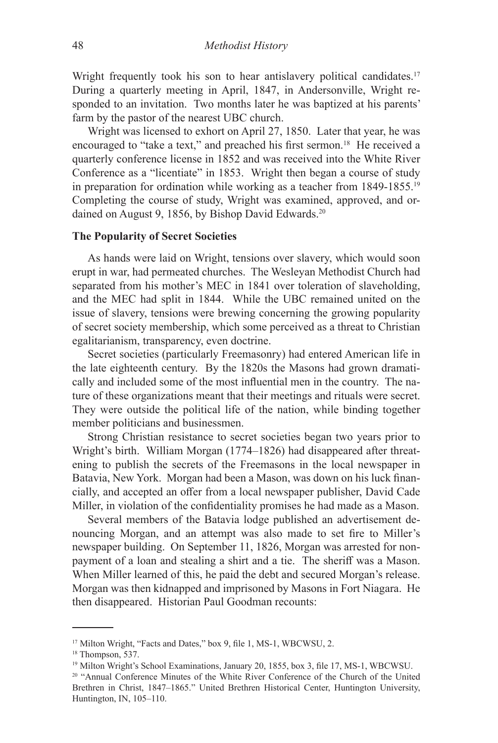Wright frequently took his son to hear antislavery political candidates.[17] During a quarterly meeting in April, 1847, in Andersonville, Wright responded to an invitation. Two months later he was baptized at his parents' farm by the pastor of the nearest UBC church.

Wright was licensed to exhort on April 27, 1850. Later that year, he was encouraged to "take a text," and preached his first sermon.[18] He received a quarterly conference license in 1852 and was received into the White River Conference as a "licentiate" in 1853. Wright then began a course of study in preparation for ordination while working as a teacher from 1849-1855.[19] Completing the course of study, Wright was examined, approved, and ordained on August 9, 1856, by Bishop David Edwards.[20]

### The Popularity of Secret Societies

As hands were laid on Wright, tensions over slavery, which would soon erupt in war, had permeated churches. The Wesleyan Methodist Church had separated from his mother's MEC in 1841 over toleration of slaveholding, and the MEC had split in 1844. While the UBC remained united on the issue of slavery, tensions were brewing concerning the growing popularity of secret society membership, which some perceived as a threat to Christian egalitarianism, transparency, even doctrine.

Secret societies (particularly Freemasonry) had entered American life in the late eighteenth century. By the 1820s the Masons had grown dramatically and included some of the most influential men in the country. The nature of these organizations meant that their meetings and rituals were secret. They were outside the political life of the nation, while binding together member politicians and businessmen.

Strong Christian resistance to secret societies began two years prior to Wright's birth. William Morgan (1774–1826) had disappeared after threatening to publish the secrets of the Freemasons in the local newspaper in Batavia, New York. Morgan had been a Mason, was down on his luck financially, and accepted an offer from a local newspaper publisher, David Cade Miller, in violation of the confidentiality promises he had made as a Mason.

Several members of the Batavia lodge published an advertisement denouncing Morgan, and an attempt was also made to set fire to Miller's newspaper building. On September 11, 1826, Morgan was arrested for nonpayment of a loan and stealing a shirt and a tie. The sheriff was a Mason. When Miller learned of this, he paid the debt and secured Morgan's release. Morgan was then kidnapped and imprisoned by Masons in Fort Niagara. He then disappeared. Historian Paul Goodman recounts:

---

[17] Milton Wright, "Facts and Dates," box 9, file 1, MS-1, WBCWSU, 2.

[18] Thompson, 537.

[19] Milton Wright's School Examinations, January 20, 1855, box 3, file 17, MS-1, WBCWSU.

[20] "Annual Conference Minutes of the White River Conference of the Church of the United Brethren in Christ, 1847–1865." United Brethren Historical Center, Huntington University, Huntington, IN, 105–110.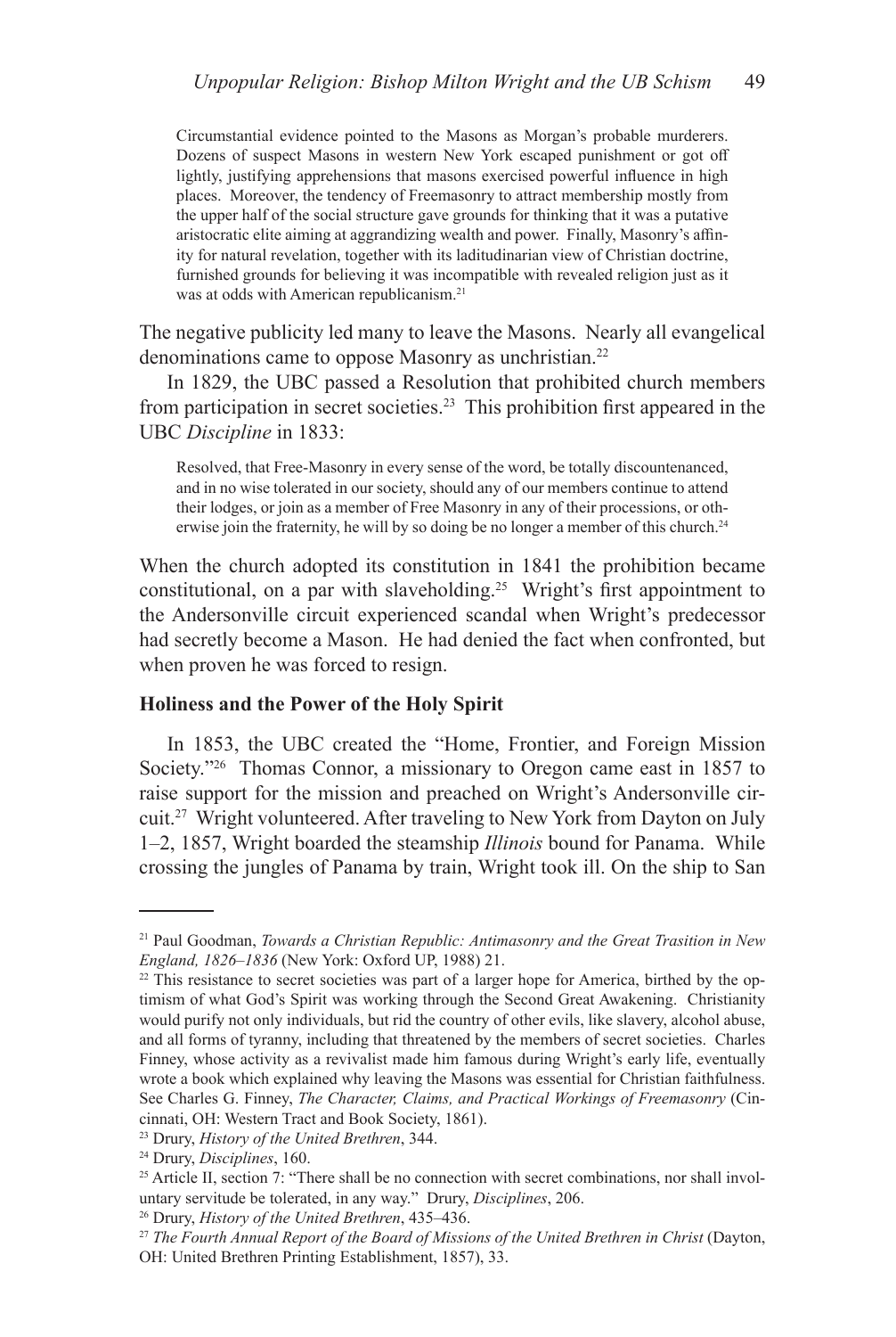> Circumstantial evidence pointed to the Masons as Morgan's probable murderers. Dozens of suspect Masons in western New York escaped punishment or got off lightly, justifying apprehensions that masons exercised powerful influence in high places. Moreover, the tendency of Freemasonry to attract membership mostly from the upper half of the social structure gave grounds for thinking that it was a putative aristocratic elite aiming at aggrandizing wealth and power. Finally, Masonry's affinity for natural revelation, together with its laditudinarian view of Christian doctrine, furnished grounds for believing it was incompatible with revealed religion just as it was at odds with American republicanism.[21]

The negative publicity led many to leave the Masons. Nearly all evangelical denominations came to oppose Masonry as unchristian.[22]

In 1829, the UBC passed a Resolution that prohibited church members from participation in secret societies.[23] This prohibition first appeared in the UBC *Discipline* in 1833:

> Resolved, that Free-Masonry in every sense of the word, be totally discountenanced, and in no wise tolerated in our society, should any of our members continue to attend their lodges, or join as a member of Free Masonry in any of their processions, or otherwise join the fraternity, he will by so doing be no longer a member of this church.[24]

When the church adopted its constitution in 1841 the prohibition became constitutional, on a par with slaveholding.[25] Wright's first appointment to the Andersonville circuit experienced scandal when Wright's predecessor had secretly become a Mason. He had denied the fact when confronted, but when proven he was forced to resign.

### Holiness and the Power of the Holy Spirit

In 1853, the UBC created the "Home, Frontier, and Foreign Mission Society."[26] Thomas Connor, a missionary to Oregon came east in 1857 to raise support for the mission and preached on Wright's Andersonville circuit.[27] Wright volunteered. After traveling to New York from Dayton on July 1–2, 1857, Wright boarded the steamship *Illinois* bound for Panama. While crossing the jungles of Panama by train, Wright took ill. On the ship to San

---

[21] Paul Goodman, *Towards a Christian Republic: Antimasonry and the Great Trasition in New England, 1826–1836* (New York: Oxford UP, 1988) 21.

[22] This resistance to secret societies was part of a larger hope for America, birthed by the optimism of what God's Spirit was working through the Second Great Awakening. Christianity would purify not only individuals, but rid the country of other evils, like slavery, alcohol abuse, and all forms of tyranny, including that threatened by the members of secret societies. Charles Finney, whose activity as a revivalist made him famous during Wright's early life, eventually wrote a book which explained why leaving the Masons was essential for Christian faithfulness. See Charles G. Finney, *The Character, Claims, and Practical Workings of Freemasonry* (Cincinnati, OH: Western Tract and Book Society, 1861).

[23] Drury, *History of the United Brethren*, 344.

[24] Drury, *Disciplines*, 160.

[25] Article II, section 7: "There shall be no connection with secret combinations, nor shall involuntary servitude be tolerated, in any way." Drury, *Disciplines*, 206.

[26] Drury, *History of the United Brethren*, 435–436.

[27] *The Fourth Annual Report of the Board of Missions of the United Brethren in Christ* (Dayton, OH: United Brethren Printing Establishment, 1857), 33.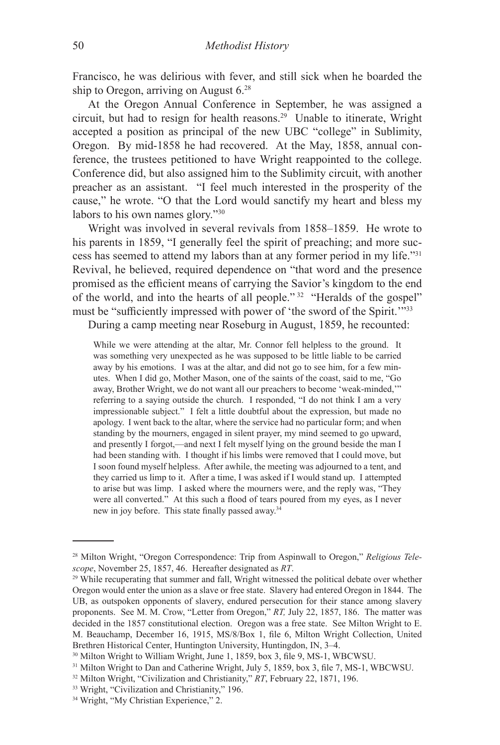Francisco, he was delirious with fever, and still sick when he boarded the ship to Oregon, arriving on August 6.[28]

At the Oregon Annual Conference in September, he was assigned a circuit, but had to resign for health reasons.[29] Unable to itinerate, Wright accepted a position as principal of the new UBC "college" in Sublimity, Oregon. By mid-1858 he had recovered. At the May, 1858, annual conference, the trustees petitioned to have Wright reappointed to the college. Conference did, but also assigned him to the Sublimity circuit, with another preacher as an assistant. "I feel much interested in the prosperity of the cause," he wrote. "O that the Lord would sanctify my heart and bless my labors to his own names glory."[30]

Wright was involved in several revivals from 1858–1859. He wrote to his parents in 1859, "I generally feel the spirit of preaching; and more success has seemed to attend my labors than at any former period in my life."[31] Revival, he believed, required dependence on "that word and the presence promised as the efficient means of carrying the Savior's kingdom to the end of the world, and into the hearts of all people."[32] "Heralds of the gospel" must be "sufficiently impressed with power of 'the sword of the Spirit.'"[33]

During a camp meeting near Roseburg in August, 1859, he recounted:

> While we were attending at the altar, Mr. Connor fell helpless to the ground. It was something very unexpected as he was supposed to be little liable to be carried away by his emotions. I was at the altar, and did not go to see him, for a few minutes. When I did go, Mother Mason, one of the saints of the coast, said to me, "Go away, Brother Wright, we do not want all our preachers to become 'weak-minded,'" referring to a saying outside the church. I responded, "I do not think I am a very impressionable subject." I felt a little doubtful about the expression, but made no apology. I went back to the altar, where the service had no particular form; and when standing by the mourners, engaged in silent prayer, my mind seemed to go upward, and presently I forgot,—and next I felt myself lying on the ground beside the man I had been standing with. I thought if his limbs were removed that I could move, but I soon found myself helpless. After awhile, the meeting was adjourned to a tent, and they carried us limp to it. After a time, I was asked if I would stand up. I attempted to arise but was limp. I asked where the mourners were, and the reply was, "They were all converted." At this such a flood of tears poured from my eyes, as I never new in joy before. This state finally passed away.[34]

---

[28] Milton Wright, "Oregon Correspondence: Trip from Aspinwall to Oregon," *Religious Telescope*, November 25, 1857, 46. Hereafter designated as *RT*.

[29] While recuperating that summer and fall, Wright witnessed the political debate over whether Oregon would enter the union as a slave or free state. Slavery had entered Oregon in 1844. The UB, as outspoken opponents of slavery, endured persecution for their stance among slavery proponents. See M. M. Crow, "Letter from Oregon," *RT,* July 22, 1857, 186. The matter was decided in the 1857 constitutional election. Oregon was a free state. See Milton Wright to E. M. Beauchamp, December 16, 1915, MS/8/Box 1, file 6, Milton Wright Collection, United Brethren Historical Center, Huntington University, Huntingdon, IN, 3–4.

[30] Milton Wright to William Wright, June 1, 1859, box 3, file 9, MS-1, WBCWSU.

[31] Milton Wright to Dan and Catherine Wright, July 5, 1859, box 3, file 7, MS-1, WBCWSU.

[32] Milton Wright, "Civilization and Christianity," *RT*, February 22, 1871, 196.

[33] Wright, "Civilization and Christianity," 196.

[34] Wright, "My Christian Experience," 2.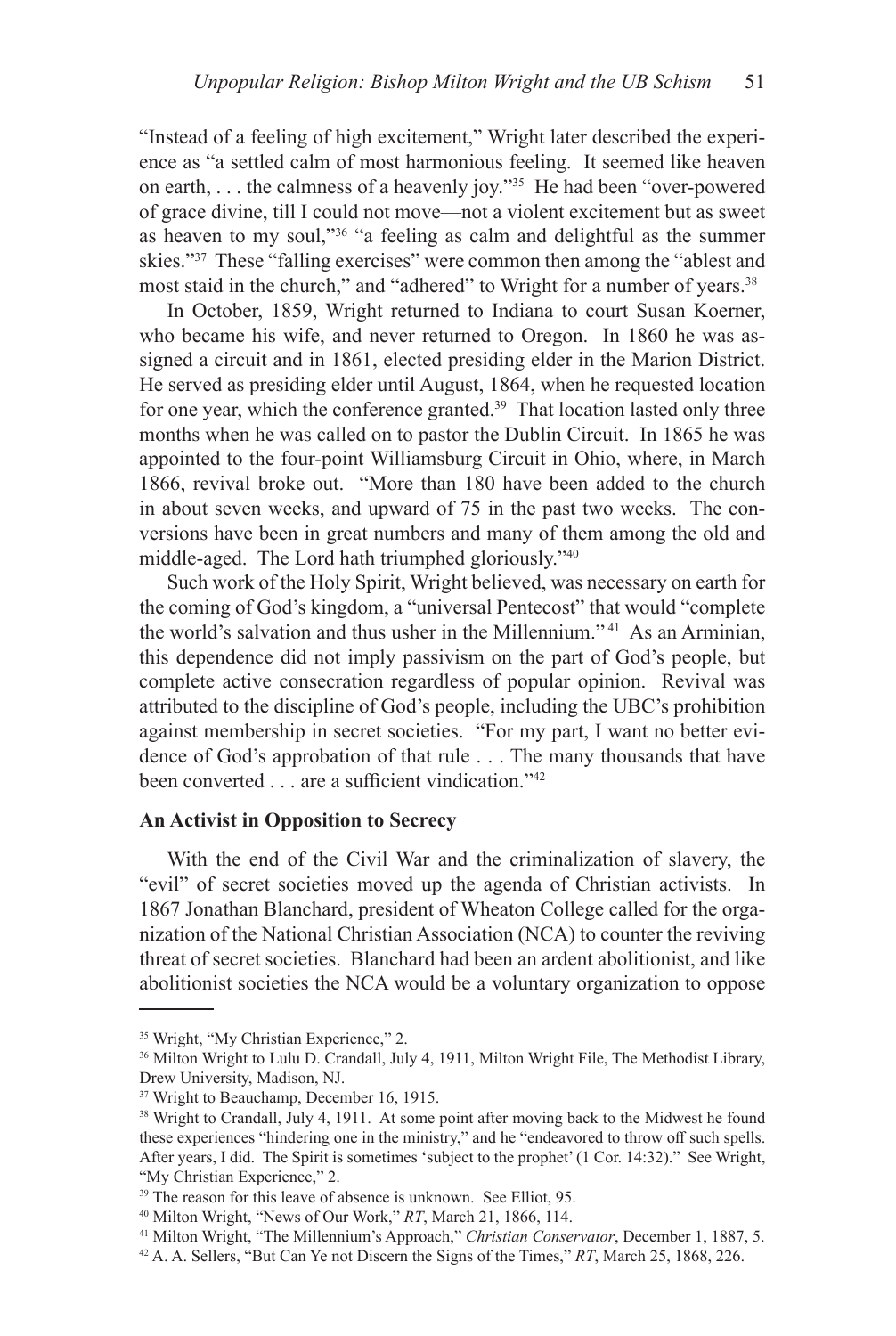"Instead of a feeling of high excitement," Wright later described the experience as "a settled calm of most harmonious feeling. It seemed like heaven on earth, . . . the calmness of a heavenly joy."[35] He had been "over-powered of grace divine, till I could not move—not a violent excitement but as sweet as heaven to my soul,"[36] "a feeling as calm and delightful as the summer skies."[37] These "falling exercises" were common then among the "ablest and most staid in the church," and "adhered" to Wright for a number of years.[38]

In October, 1859, Wright returned to Indiana to court Susan Koerner, who became his wife, and never returned to Oregon. In 1860 he was assigned a circuit and in 1861, elected presiding elder in the Marion District. He served as presiding elder until August, 1864, when he requested location for one year, which the conference granted.[39] That location lasted only three months when he was called on to pastor the Dublin Circuit. In 1865 he was appointed to the four-point Williamsburg Circuit in Ohio, where, in March 1866, revival broke out. "More than 180 have been added to the church in about seven weeks, and upward of 75 in the past two weeks. The conversions have been in great numbers and many of them among the old and middle-aged. The Lord hath triumphed gloriously."[40]

Such work of the Holy Spirit, Wright believed, was necessary on earth for the coming of God's kingdom, a "universal Pentecost" that would "complete the world's salvation and thus usher in the Millennium."[41] As an Arminian, this dependence did not imply passivism on the part of God's people, but complete active consecration regardless of popular opinion. Revival was attributed to the discipline of God's people, including the UBC's prohibition against membership in secret societies. "For my part, I want no better evidence of God's approbation of that rule . . . The many thousands that have been converted . . . are a sufficient vindication."[42]

**An Activist in Opposition to Secrecy**

With the end of the Civil War and the criminalization of slavery, the "evil" of secret societies moved up the agenda of Christian activists. In 1867 Jonathan Blanchard, president of Wheaton College called for the organization of the National Christian Association (NCA) to counter the reviving threat of secret societies. Blanchard had been an ardent abolitionist, and like abolitionist societies the NCA would be a voluntary organization to oppose

---

[35] Wright, "My Christian Experience," 2.

[36] Milton Wright to Lulu D. Crandall, July 4, 1911, Milton Wright File, The Methodist Library, Drew University, Madison, NJ.

[37] Wright to Beauchamp, December 16, 1915.

[38] Wright to Crandall, July 4, 1911. At some point after moving back to the Midwest he found these experiences "hindering one in the ministry," and he "endeavored to throw off such spells. After years, I did. The Spirit is sometimes 'subject to the prophet' (1 Cor. 14:32)." See Wright, "My Christian Experience," 2.

[39] The reason for this leave of absence is unknown. See Elliot, 95.

[40] Milton Wright, "News of Our Work," *RT*, March 21, 1866, 114.

[41] Milton Wright, "The Millennium's Approach," *Christian Conservator*, December 1, 1887, 5.

[42] A. A. Sellers, "But Can Ye not Discern the Signs of the Times," *RT*, March 25, 1868, 226.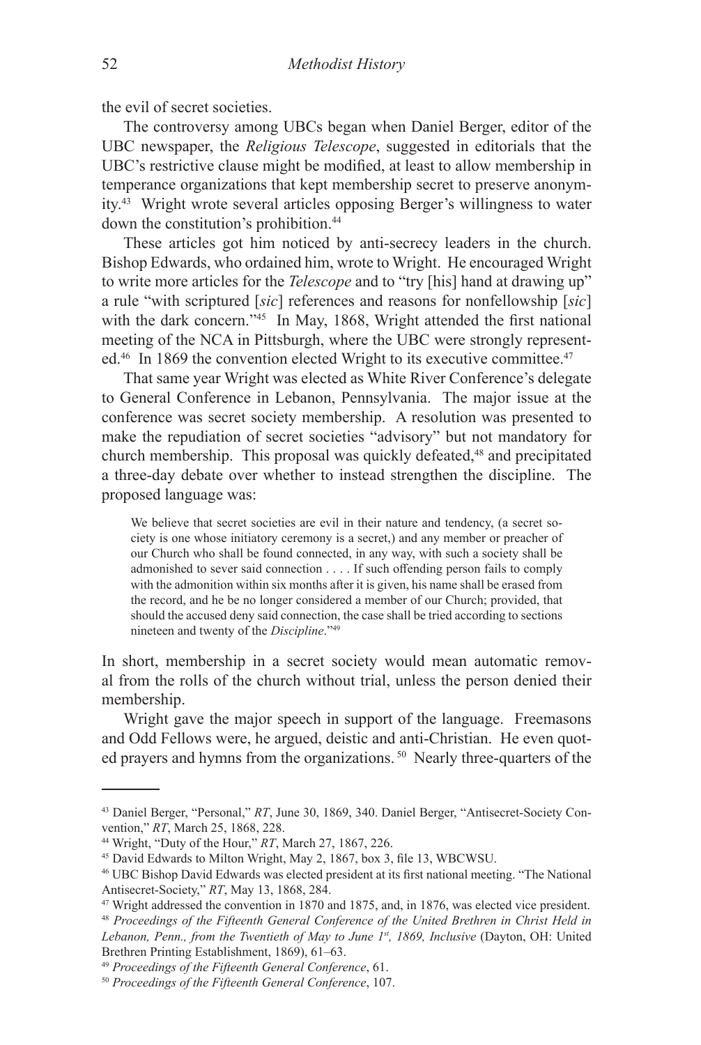the evil of secret societies.

The controversy among UBCs began when Daniel Berger, editor of the UBC newspaper, the *Religious Telescope*, suggested in editorials that the UBC's restrictive clause might be modified, at least to allow membership in temperance organizations that kept membership secret to preserve anonymity.[43] Wright wrote several articles opposing Berger's willingness to water down the constitution's prohibition.[44]

These articles got him noticed by anti-secrecy leaders in the church. Bishop Edwards, who ordained him, wrote to Wright. He encouraged Wright to write more articles for the *Telescope* and to "try [his] hand at drawing up" a rule "with scriptured [*sic*] references and reasons for nonfellowship [*sic*] with the dark concern."[45] In May, 1868, Wright attended the first national meeting of the NCA in Pittsburgh, where the UBC were strongly represented.[46] In 1869 the convention elected Wright to its executive committee.[47]

That same year Wright was elected as White River Conference's delegate to General Conference in Lebanon, Pennsylvania. The major issue at the conference was secret society membership. A resolution was presented to make the repudiation of secret societies "advisory" but not mandatory for church membership. This proposal was quickly defeated,[48] and precipitated a three-day debate over whether to instead strengthen the discipline. The proposed language was:

> We believe that secret societies are evil in their nature and tendency, (a secret society is one whose initiatory ceremony is a secret,) and any member or preacher of our Church who shall be found connected, in any way, with such a society shall be admonished to sever said connection . . . . If such offending person fails to comply with the admonition within six months after it is given, his name shall be erased from the record, and he be no longer considered a member of our Church; provided, that should the accused deny said connection, the case shall be tried according to sections nineteen and twenty of the *Discipline*."[49]

In short, membership in a secret society would mean automatic removal from the rolls of the church without trial, unless the person denied their membership.

Wright gave the major speech in support of the language. Freemasons and Odd Fellows were, he argued, deistic and anti-Christian. He even quoted prayers and hymns from the organizations.[50] Nearly three-quarters of the

---

[43] Daniel Berger, "Personal," *RT*, June 30, 1869, 340. Daniel Berger, "Antisecret-Society Convention," *RT*, March 25, 1868, 228.

[44] Wright, "Duty of the Hour," *RT*, March 27, 1867, 226.

[45] David Edwards to Milton Wright, May 2, 1867, box 3, file 13, WBCWSU.

[46] UBC Bishop David Edwards was elected president at its first national meeting. "The National Antisecret-Society," *RT*, May 13, 1868, 284.

[47] Wright addressed the convention in 1870 and 1875, and, in 1876, was elected vice president.

[48] *Proceedings of the Fifteenth General Conference of the United Brethren in Christ Held in Lebanon, Penn., from the Twentieth of May to June 1st, 1869, Inclusive* (Dayton, OH: United Brethren Printing Establishment, 1869), 61–63.

[49] *Proceedings of the Fifteenth General Conference*, 61.

[50] *Proceedings of the Fifteenth General Conference*, 107.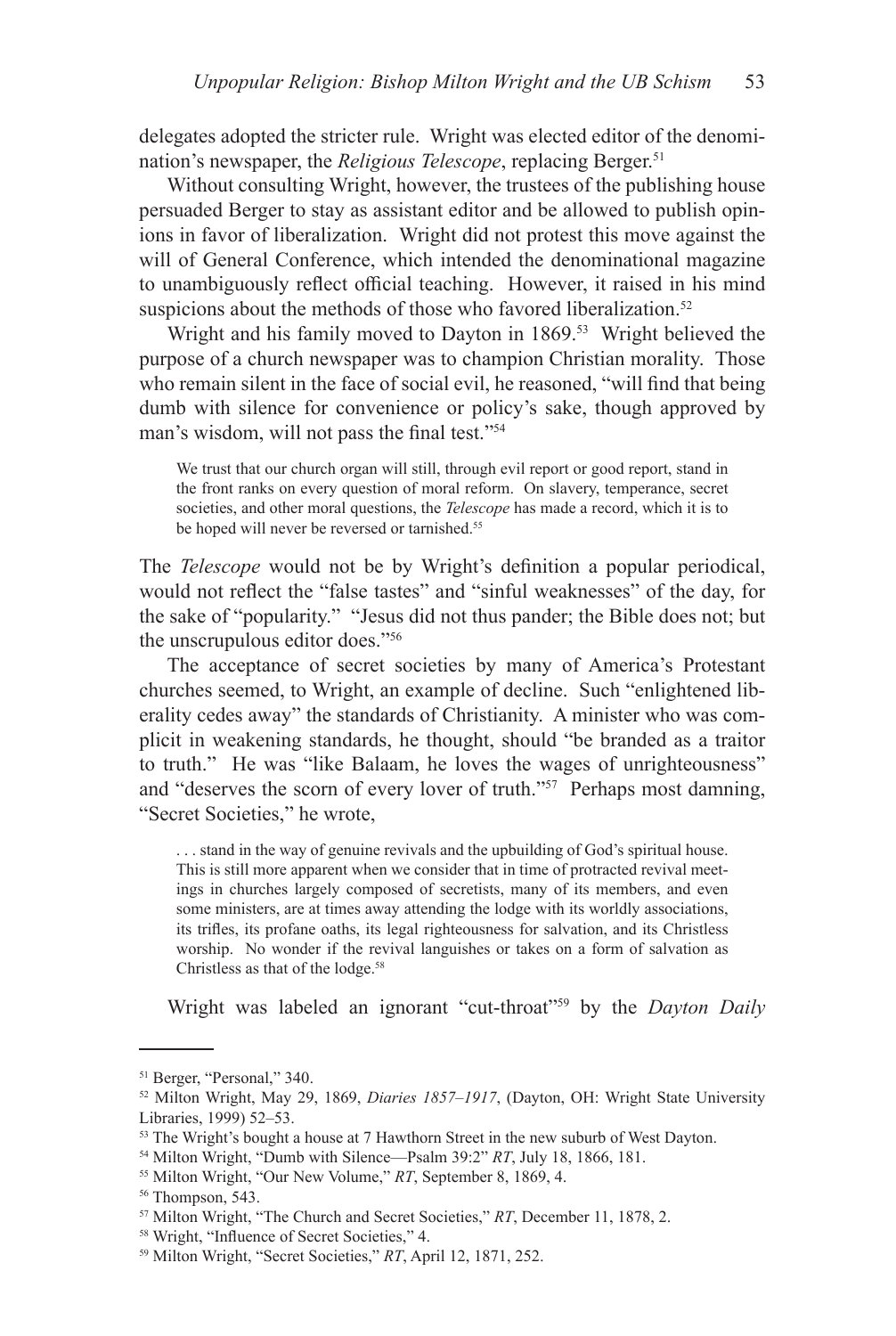delegates adopted the stricter rule. Wright was elected editor of the denomination's newspaper, the *Religious Telescope*, replacing Berger.[51]

Without consulting Wright, however, the trustees of the publishing house persuaded Berger to stay as assistant editor and be allowed to publish opinions in favor of liberalization. Wright did not protest this move against the will of General Conference, which intended the denominational magazine to unambiguously reflect official teaching. However, it raised in his mind suspicions about the methods of those who favored liberalization.[52]

Wright and his family moved to Dayton in 1869.[53] Wright believed the purpose of a church newspaper was to champion Christian morality. Those who remain silent in the face of social evil, he reasoned, "will find that being dumb with silence for convenience or policy's sake, though approved by man's wisdom, will not pass the final test."[54]

> We trust that our church organ will still, through evil report or good report, stand in the front ranks on every question of moral reform. On slavery, temperance, secret societies, and other moral questions, the *Telescope* has made a record, which it is to be hoped will never be reversed or tarnished.[55]

The *Telescope* would not be by Wright's definition a popular periodical, would not reflect the "false tastes" and "sinful weaknesses" of the day, for the sake of "popularity." "Jesus did not thus pander; the Bible does not; but the unscrupulous editor does."[56]

The acceptance of secret societies by many of America's Protestant churches seemed, to Wright, an example of decline. Such "enlightened liberality cedes away" the standards of Christianity. A minister who was complicit in weakening standards, he thought, should "be branded as a traitor to truth." He was "like Balaam, he loves the wages of unrighteousness" and "deserves the scorn of every lover of truth."[57] Perhaps most damning, "Secret Societies," he wrote,

> . . . stand in the way of genuine revivals and the upbuilding of God's spiritual house. This is still more apparent when we consider that in time of protracted revival meetings in churches largely composed of secretists, many of its members, and even some ministers, are at times away attending the lodge with its worldly associations, its trifles, its profane oaths, its legal righteousness for salvation, and its Christless worship. No wonder if the revival languishes or takes on a form of salvation as Christless as that of the lodge.[58]

Wright was labeled an ignorant "cut-throat"[59] by the *Dayton Daily*

---

[51] Berger, "Personal," 340.

[52] Milton Wright, May 29, 1869, *Diaries 1857–1917*, (Dayton, OH: Wright State University Libraries, 1999) 52–53.

[53] The Wright's bought a house at 7 Hawthorn Street in the new suburb of West Dayton.

[54] Milton Wright, "Dumb with Silence—Psalm 39:2" *RT*, July 18, 1866, 181.

[55] Milton Wright, "Our New Volume," *RT*, September 8, 1869, 4.

[56] Thompson, 543.

[57] Milton Wright, "The Church and Secret Societies," *RT*, December 11, 1878, 2.

[58] Wright, "Influence of Secret Societies," 4.

[59] Milton Wright, "Secret Societies," *RT*, April 12, 1871, 252.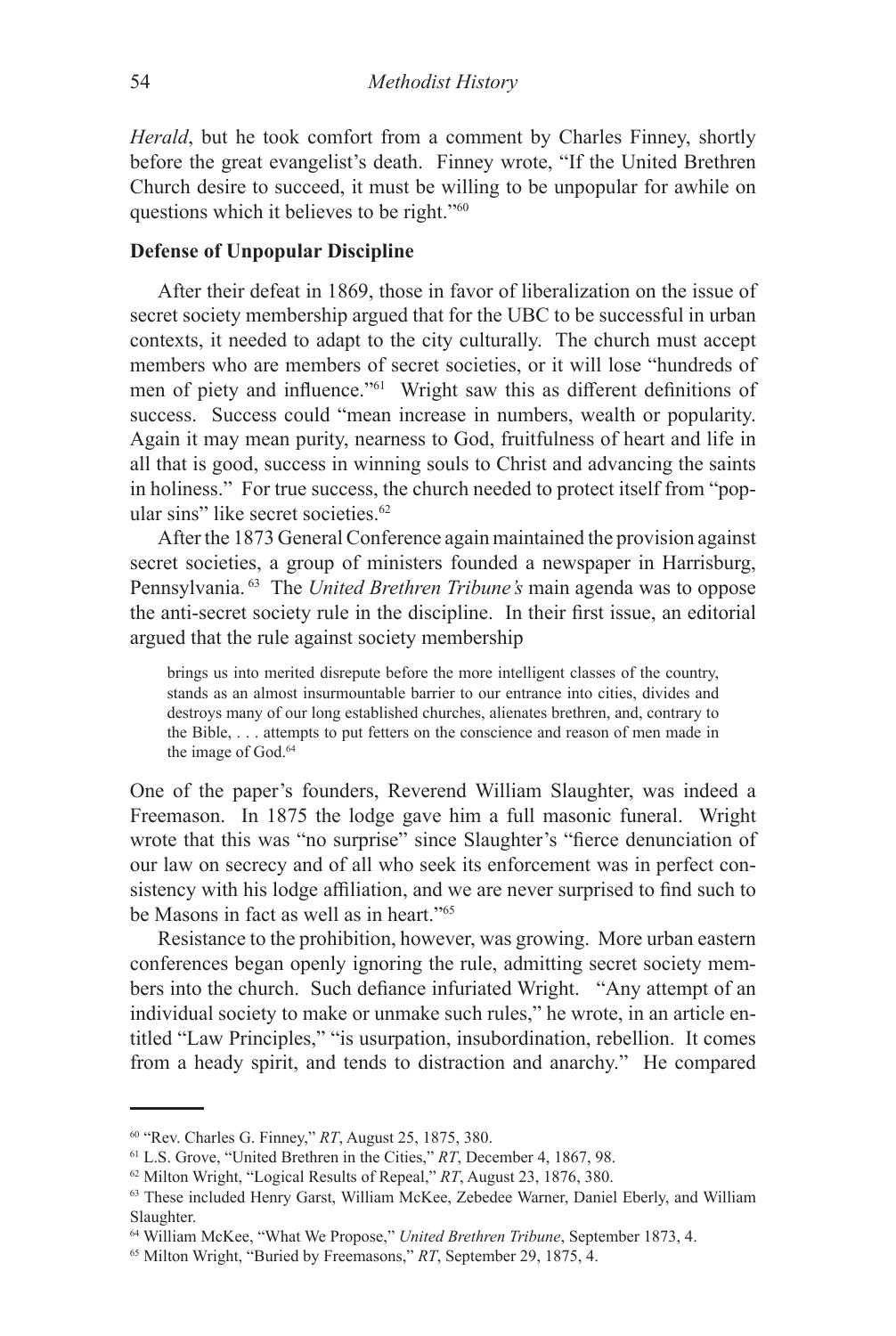*Herald*, but he took comfort from a comment by Charles Finney, shortly before the great evangelist's death. Finney wrote, "If the United Brethren Church desire to succeed, it must be willing to be unpopular for awhile on questions which it believes to be right."[60]

**Defense of Unpopular Discipline**

After their defeat in 1869, those in favor of liberalization on the issue of secret society membership argued that for the UBC to be successful in urban contexts, it needed to adapt to the city culturally. The church must accept members who are members of secret societies, or it will lose "hundreds of men of piety and influence."[61] Wright saw this as different definitions of success. Success could "mean increase in numbers, wealth or popularity. Again it may mean purity, nearness to God, fruitfulness of heart and life in all that is good, success in winning souls to Christ and advancing the saints in holiness." For true success, the church needed to protect itself from "popular sins" like secret societies.[62]

After the 1873 General Conference again maintained the provision against secret societies, a group of ministers founded a newspaper in Harrisburg, Pennsylvania.[63] The *United Brethren Tribune's* main agenda was to oppose the anti-secret society rule in the discipline. In their first issue, an editorial argued that the rule against society membership

> brings us into merited disrepute before the more intelligent classes of the country, stands as an almost insurmountable barrier to our entrance into cities, divides and destroys many of our long established churches, alienates brethren, and, contrary to the Bible, . . . attempts to put fetters on the conscience and reason of men made in the image of God.[64]

One of the paper's founders, Reverend William Slaughter, was indeed a Freemason. In 1875 the lodge gave him a full masonic funeral. Wright wrote that this was "no surprise" since Slaughter's "fierce denunciation of our law on secrecy and of all who seek its enforcement was in perfect consistency with his lodge affiliation, and we are never surprised to find such to be Masons in fact as well as in heart."[65]

Resistance to the prohibition, however, was growing. More urban eastern conferences began openly ignoring the rule, admitting secret society members into the church. Such defiance infuriated Wright. "Any attempt of an individual society to make or unmake such rules," he wrote, in an article entitled "Law Principles," "is usurpation, insubordination, rebellion. It comes from a heady spirit, and tends to distraction and anarchy." He compared

---

[60] "Rev. Charles G. Finney," *RT*, August 25, 1875, 380.

[61] L.S. Grove, "United Brethren in the Cities," *RT*, December 4, 1867, 98.

[62] Milton Wright, "Logical Results of Repeal," *RT*, August 23, 1876, 380.

[63] These included Henry Garst, William McKee, Zebedee Warner, Daniel Eberly, and William Slaughter.

[64] William McKee, "What We Propose," *United Brethren Tribune*, September 1873, 4.

[65] Milton Wright, "Buried by Freemasons," *RT*, September 29, 1875, 4.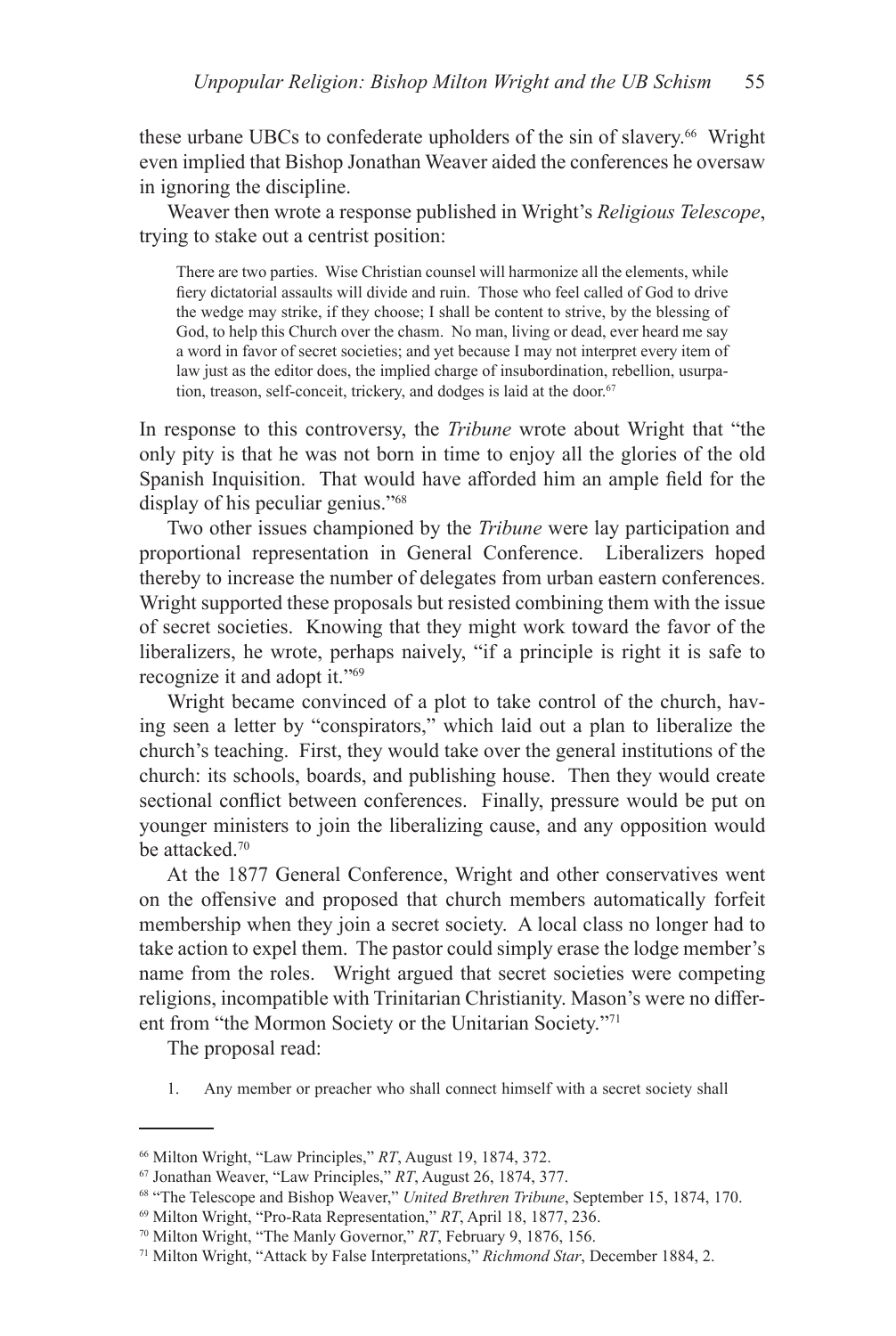these urbane UBCs to confederate upholders of the sin of slavery.[66] Wright even implied that Bishop Jonathan Weaver aided the conferences he oversaw in ignoring the discipline.

Weaver then wrote a response published in Wright's *Religious Telescope*, trying to stake out a centrist position:

> There are two parties. Wise Christian counsel will harmonize all the elements, while fiery dictatorial assaults will divide and ruin. Those who feel called of God to drive the wedge may strike, if they choose; I shall be content to strive, by the blessing of God, to help this Church over the chasm. No man, living or dead, ever heard me say a word in favor of secret societies; and yet because I may not interpret every item of law just as the editor does, the implied charge of insubordination, rebellion, usurpation, treason, self-conceit, trickery, and dodges is laid at the door.[67]

In response to this controversy, the *Tribune* wrote about Wright that "the only pity is that he was not born in time to enjoy all the glories of the old Spanish Inquisition. That would have afforded him an ample field for the display of his peculiar genius."[68]

Two other issues championed by the *Tribune* were lay participation and proportional representation in General Conference. Liberalizers hoped thereby to increase the number of delegates from urban eastern conferences. Wright supported these proposals but resisted combining them with the issue of secret societies. Knowing that they might work toward the favor of the liberalizers, he wrote, perhaps naively, "if a principle is right it is safe to recognize it and adopt it."[69]

Wright became convinced of a plot to take control of the church, having seen a letter by "conspirators," which laid out a plan to liberalize the church's teaching. First, they would take over the general institutions of the church: its schools, boards, and publishing house. Then they would create sectional conflict between conferences. Finally, pressure would be put on younger ministers to join the liberalizing cause, and any opposition would be attacked.[70]

At the 1877 General Conference, Wright and other conservatives went on the offensive and proposed that church members automatically forfeit membership when they join a secret society. A local class no longer had to take action to expel them. The pastor could simply erase the lodge member's name from the roles. Wright argued that secret societies were competing religions, incompatible with Trinitarian Christianity. Mason's were no different from "the Mormon Society or the Unitarian Society."[71]

The proposal read:

1. Any member or preacher who shall connect himself with a secret society shall

---

[66] Milton Wright, "Law Principles," *RT*, August 19, 1874, 372.

[67] Jonathan Weaver, "Law Principles," *RT*, August 26, 1874, 377.

[68] "The Telescope and Bishop Weaver," *United Brethren Tribune*, September 15, 1874, 170.

[69] Milton Wright, "Pro-Rata Representation," *RT*, April 18, 1877, 236.

[70] Milton Wright, "The Manly Governor," *RT*, February 9, 1876, 156.

[71] Milton Wright, "Attack by False Interpretations," *Richmond Star*, December 1884, 2.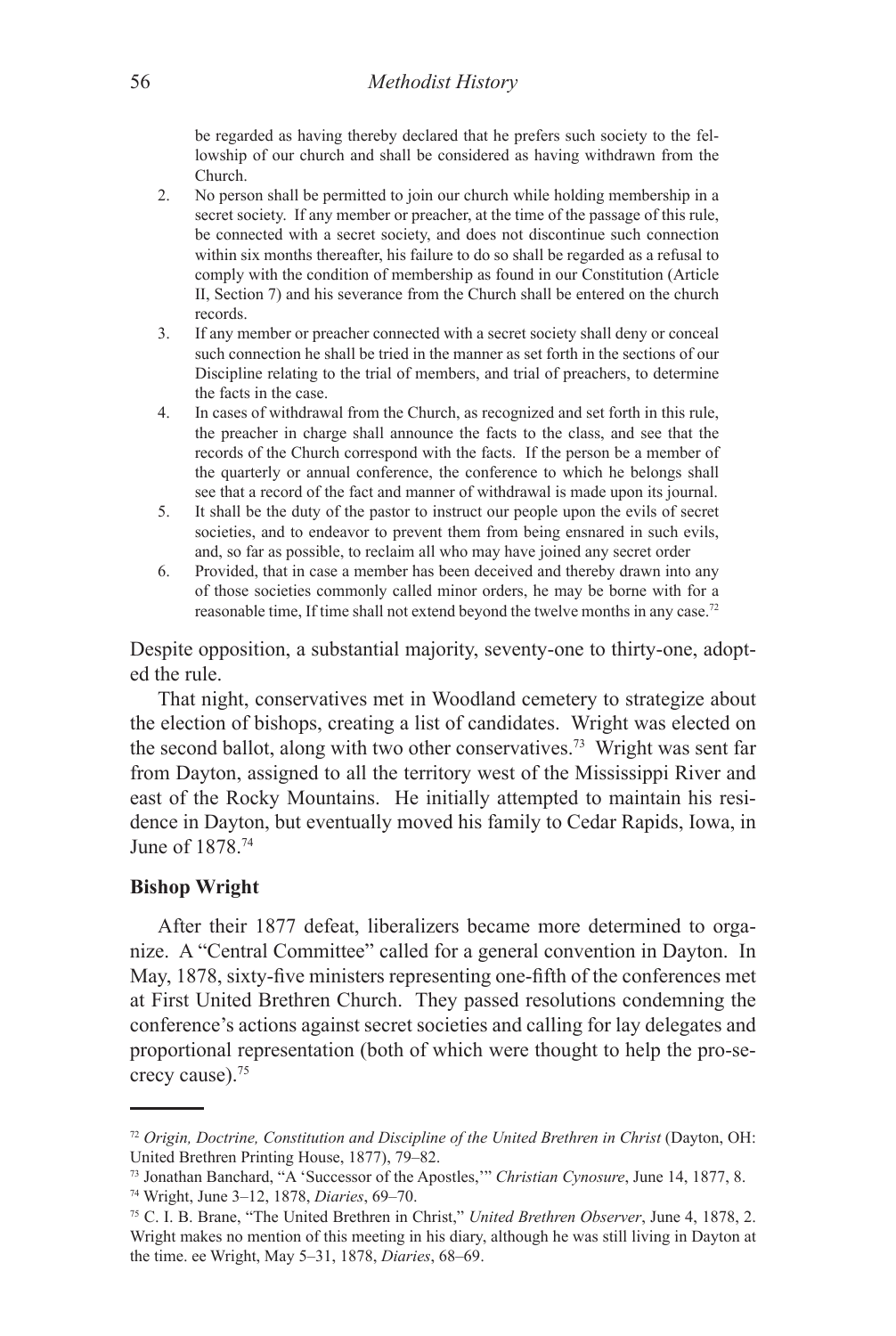be regarded as having thereby declared that he prefers such society to the fellowship of our church and shall be considered as having withdrawn from the Church.

2. No person shall be permitted to join our church while holding membership in a secret society. If any member or preacher, at the time of the passage of this rule, be connected with a secret society, and does not discontinue such connection within six months thereafter, his failure to do so shall be regarded as a refusal to comply with the condition of membership as found in our Constitution (Article II, Section 7) and his severance from the Church shall be entered on the church records.
3. If any member or preacher connected with a secret society shall deny or conceal such connection he shall be tried in the manner as set forth in the sections of our Discipline relating to the trial of members, and trial of preachers, to determine the facts in the case.
4. In cases of withdrawal from the Church, as recognized and set forth in this rule, the preacher in charge shall announce the facts to the class, and see that the records of the Church correspond with the facts. If the person be a member of the quarterly or annual conference, the conference to which he belongs shall see that a record of the fact and manner of withdrawal is made upon its journal.
5. It shall be the duty of the pastor to instruct our people upon the evils of secret societies, and to endeavor to prevent them from being ensnared in such evils, and, so far as possible, to reclaim all who may have joined any secret order
6. Provided, that in case a member has been deceived and thereby drawn into any of those societies commonly called minor orders, he may be borne with for a reasonable time, If time shall not extend beyond the twelve months in any case.[72]

Despite opposition, a substantial majority, seventy-one to thirty-one, adopted the rule.

That night, conservatives met in Woodland cemetery to strategize about the election of bishops, creating a list of candidates. Wright was elected on the second ballot, along with two other conservatives.[73] Wright was sent far from Dayton, assigned to all the territory west of the Mississippi River and east of the Rocky Mountains. He initially attempted to maintain his residence in Dayton, but eventually moved his family to Cedar Rapids, Iowa, in June of 1878.[74]

### Bishop Wright

After their 1877 defeat, liberalizers became more determined to organize. A "Central Committee" called for a general convention in Dayton. In May, 1878, sixty-five ministers representing one-fifth of the conferences met at First United Brethren Church. They passed resolutions condemning the conference's actions against secret societies and calling for lay delegates and proportional representation (both of which were thought to help the pro-secrecy cause).[75]

---

[72] *Origin, Doctrine, Constitution and Discipline of the United Brethren in Christ* (Dayton, OH: United Brethren Printing House, 1877), 79–82.

[73] Jonathan Banchard, "A 'Successor of the Apostles,'" *Christian Cynosure*, June 14, 1877, 8.

[74] Wright, June 3–12, 1878, *Diaries*, 69–70.

[75] C. I. B. Brane, "The United Brethren in Christ," *United Brethren Observer*, June 4, 1878, 2. Wright makes no mention of this meeting in his diary, although he was still living in Dayton at the time. ee Wright, May 5–31, 1878, *Diaries*, 68–69.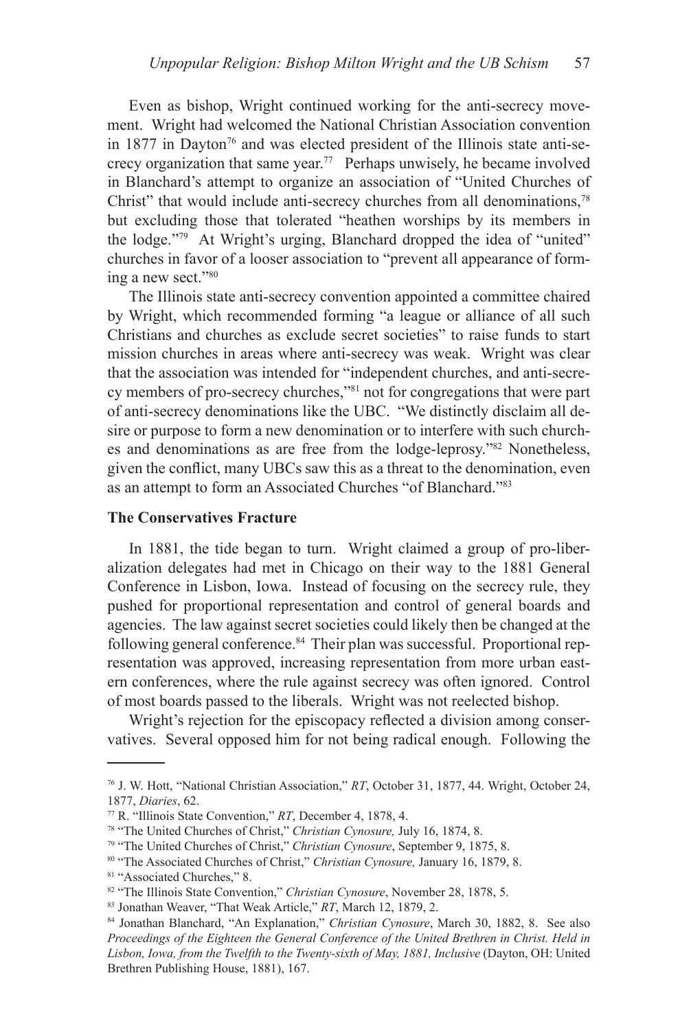Even as bishop, Wright continued working for the anti-secrecy movement. Wright had welcomed the National Christian Association convention in 1877 in Dayton[76] and was elected president of the Illinois state anti-secrecy organization that same year.[77] Perhaps unwisely, he became involved in Blanchard's attempt to organize an association of "United Churches of Christ" that would include anti-secrecy churches from all denominations,[78] but excluding those that tolerated "heathen worships by its members in the lodge."[79] At Wright's urging, Blanchard dropped the idea of "united" churches in favor of a looser association to "prevent all appearance of forming a new sect."[80]

The Illinois state anti-secrecy convention appointed a committee chaired by Wright, which recommended forming "a league or alliance of all such Christians and churches as exclude secret societies" to raise funds to start mission churches in areas where anti-secrecy was weak. Wright was clear that the association was intended for "independent churches, and anti-secrecy members of pro-secrecy churches,"[81] not for congregations that were part of anti-secrecy denominations like the UBC. "We distinctly disclaim all desire or purpose to form a new denomination or to interfere with such churches and denominations as are free from the lodge-leprosy."[82] Nonetheless, given the conflict, many UBCs saw this as a threat to the denomination, even as an attempt to form an Associated Churches "of Blanchard."[83]

**The Conservatives Fracture**

In 1881, the tide began to turn. Wright claimed a group of pro-liberalization delegates had met in Chicago on their way to the 1881 General Conference in Lisbon, Iowa. Instead of focusing on the secrecy rule, they pushed for proportional representation and control of general boards and agencies. The law against secret societies could likely then be changed at the following general conference.[84] Their plan was successful. Proportional representation was approved, increasing representation from more urban eastern conferences, where the rule against secrecy was often ignored. Control of most boards passed to the liberals. Wright was not reelected bishop.

Wright's rejection for the episcopacy reflected a division among conservatives. Several opposed him for not being radical enough. Following the

---

[76] J. W. Hott, "National Christian Association," *RT*, October 31, 1877, 44. Wright, October 24, 1877, *Diaries*, 62.

[77] R. "Illinois State Convention," *RT*, December 4, 1878, 4.

[78] "The United Churches of Christ," *Christian Cynosure,* July 16, 1874, 8.

[79] "The United Churches of Christ," *Christian Cynosure*, September 9, 1875, 8.

[80] "The Associated Churches of Christ," *Christian Cynosure,* January 16, 1879, 8.

[81] "Associated Churches," 8.

[82] "The Illinois State Convention," *Christian Cynosure*, November 28, 1878, 5.

[83] Jonathan Weaver, "That Weak Article," *RT*, March 12, 1879, 2.

[84] Jonathan Blanchard, "An Explanation," *Christian Cynosure*, March 30, 1882, 8. See also *Proceedings of the Eighteen the General Conference of the United Brethren in Christ. Held in Lisbon, Iowa, from the Twelfth to the Twenty-sixth of May, 1881, Inclusive* (Dayton, OH: United Brethren Publishing House, 1881), 167.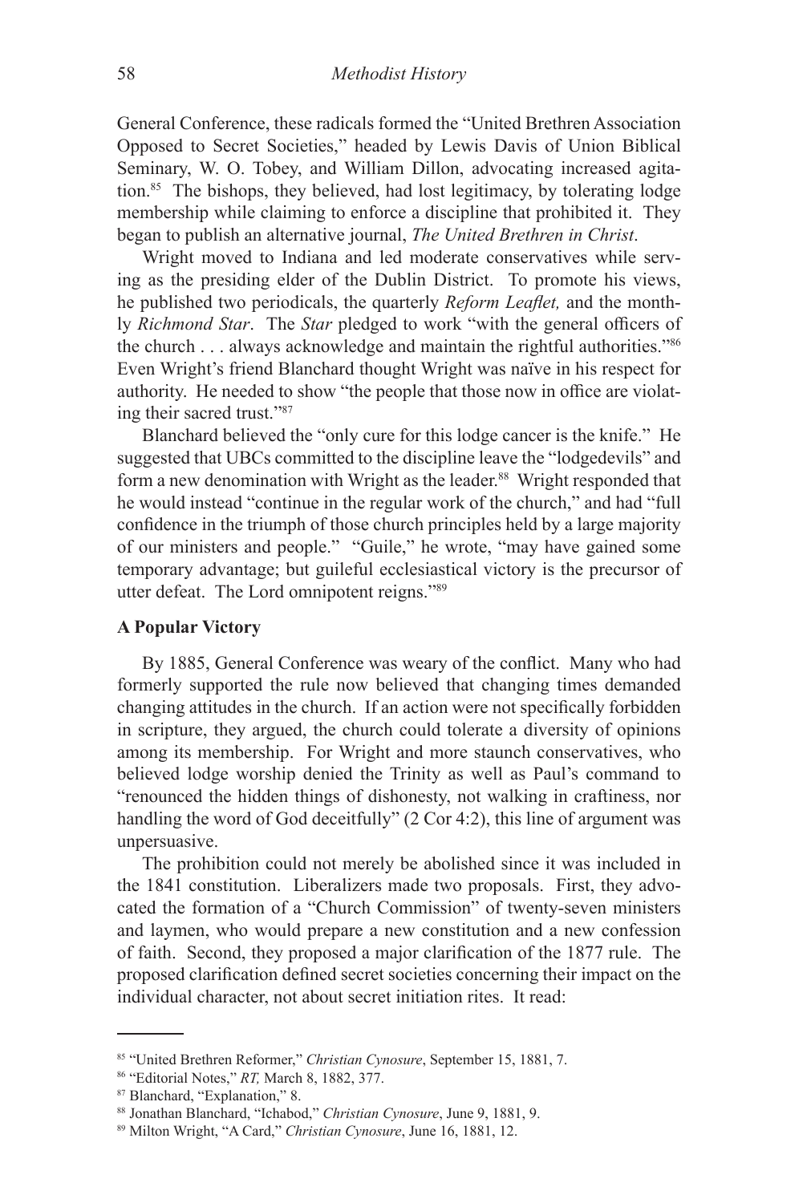General Conference, these radicals formed the "United Brethren Association Opposed to Secret Societies," headed by Lewis Davis of Union Biblical Seminary, W. O. Tobey, and William Dillon, advocating increased agitation.[85] The bishops, they believed, had lost legitimacy, by tolerating lodge membership while claiming to enforce a discipline that prohibited it. They began to publish an alternative journal, *The United Brethren in Christ*.

Wright moved to Indiana and led moderate conservatives while serving as the presiding elder of the Dublin District. To promote his views, he published two periodicals, the quarterly *Reform Leaflet,* and the monthly *Richmond Star*. The *Star* pledged to work "with the general officers of the church . . . always acknowledge and maintain the rightful authorities."[86] Even Wright's friend Blanchard thought Wright was naïve in his respect for authority. He needed to show "the people that those now in office are violating their sacred trust."[87]

Blanchard believed the "only cure for this lodge cancer is the knife." He suggested that UBCs committed to the discipline leave the "lodgedevils" and form a new denomination with Wright as the leader.[88] Wright responded that he would instead "continue in the regular work of the church," and had "full confidence in the triumph of those church principles held by a large majority of our ministers and people." "Guile," he wrote, "may have gained some temporary advantage; but guileful ecclesiastical victory is the precursor of utter defeat. The Lord omnipotent reigns."[89]

### A Popular Victory

By 1885, General Conference was weary of the conflict. Many who had formerly supported the rule now believed that changing times demanded changing attitudes in the church. If an action were not specifically forbidden in scripture, they argued, the church could tolerate a diversity of opinions among its membership. For Wright and more staunch conservatives, who believed lodge worship denied the Trinity as well as Paul's command to "renounced the hidden things of dishonesty, not walking in craftiness, nor handling the word of God deceitfully" (2 Cor 4:2), this line of argument was unpersuasive.

The prohibition could not merely be abolished since it was included in the 1841 constitution. Liberalizers made two proposals. First, they advocated the formation of a "Church Commission" of twenty-seven ministers and laymen, who would prepare a new constitution and a new confession of faith. Second, they proposed a major clarification of the 1877 rule. The proposed clarification defined secret societies concerning their impact on the individual character, not about secret initiation rites. It read:

---

[85] "United Brethren Reformer," *Christian Cynosure*, September 15, 1881, 7.

[86] "Editorial Notes," *RT,* March 8, 1882, 377.

[87] Blanchard, "Explanation," 8.

[88] Jonathan Blanchard, "Ichabod," *Christian Cynosure*, June 9, 1881, 9.

[89] Milton Wright, "A Card," *Christian Cynosure*, June 16, 1881, 12.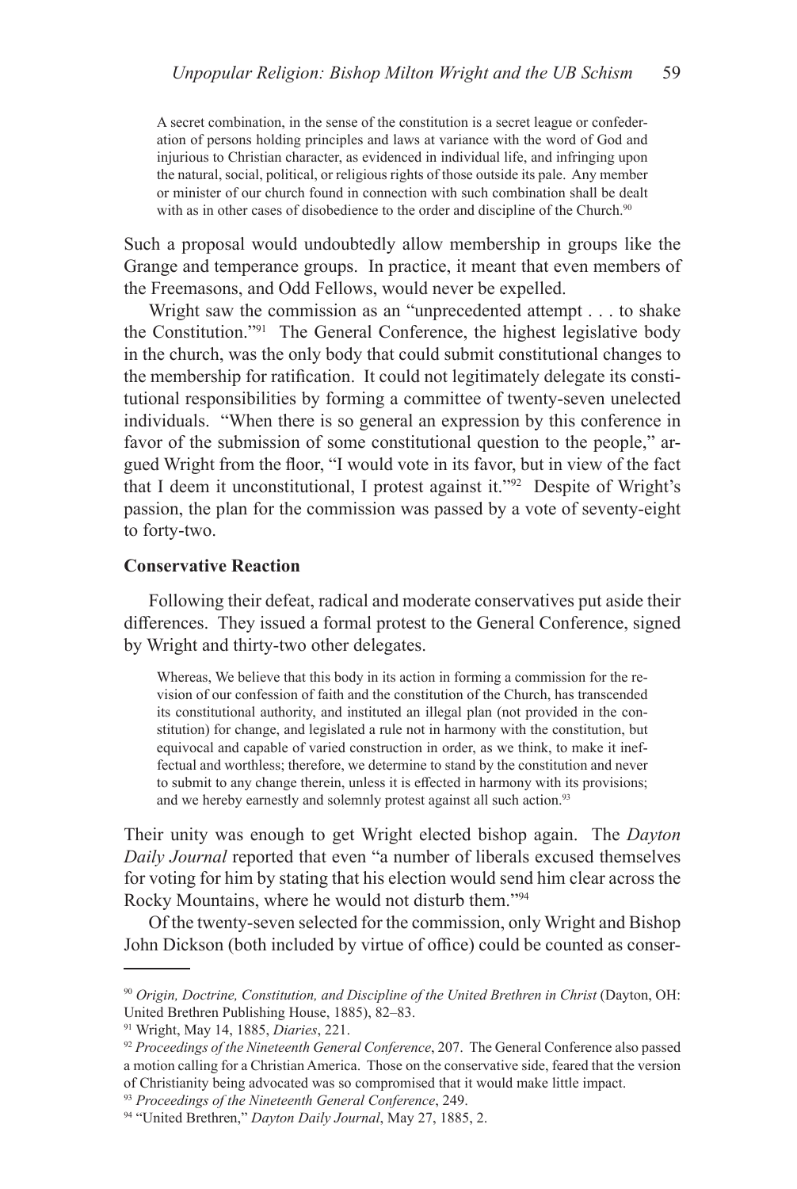> A secret combination, in the sense of the constitution is a secret league or confederation of persons holding principles and laws at variance with the word of God and injurious to Christian character, as evidenced in individual life, and infringing upon the natural, social, political, or religious rights of those outside its pale. Any member or minister of our church found in connection with such combination shall be dealt with as in other cases of disobedience to the order and discipline of the Church.[90]

Such a proposal would undoubtedly allow membership in groups like the Grange and temperance groups. In practice, it meant that even members of the Freemasons, and Odd Fellows, would never be expelled.

Wright saw the commission as an "unprecedented attempt . . . to shake the Constitution."[91] The General Conference, the highest legislative body in the church, was the only body that could submit constitutional changes to the membership for ratification. It could not legitimately delegate its constitutional responsibilities by forming a committee of twenty-seven unelected individuals. "When there is so general an expression by this conference in favor of the submission of some constitutional question to the people," argued Wright from the floor, "I would vote in its favor, but in view of the fact that I deem it unconstitutional, I protest against it."[92] Despite of Wright's passion, the plan for the commission was passed by a vote of seventy-eight to forty-two.

**Conservative Reaction**

Following their defeat, radical and moderate conservatives put aside their differences. They issued a formal protest to the General Conference, signed by Wright and thirty-two other delegates.

> Whereas, We believe that this body in its action in forming a commission for the revision of our confession of faith and the constitution of the Church, has transcended its constitutional authority, and instituted an illegal plan (not provided in the constitution) for change, and legislated a rule not in harmony with the constitution, but equivocal and capable of varied construction in order, as we think, to make it ineffectual and worthless; therefore, we determine to stand by the constitution and never to submit to any change therein, unless it is effected in harmony with its provisions; and we hereby earnestly and solemnly protest against all such action.[93]

Their unity was enough to get Wright elected bishop again. The *Dayton Daily Journal* reported that even "a number of liberals excused themselves for voting for him by stating that his election would send him clear across the Rocky Mountains, where he would not disturb them."[94]

Of the twenty-seven selected for the commission, only Wright and Bishop John Dickson (both included by virtue of office) could be counted as conser-

---

[90] *Origin, Doctrine, Constitution, and Discipline of the United Brethren in Christ* (Dayton, OH: United Brethren Publishing House, 1885), 82–83.

[91] Wright, May 14, 1885, *Diaries*, 221.

[92] *Proceedings of the Nineteenth General Conference*, 207. The General Conference also passed a motion calling for a Christian America. Those on the conservative side, feared that the version of Christianity being advocated was so compromised that it would make little impact.

[93] *Proceedings of the Nineteenth General Conference*, 249.

[94] "United Brethren," *Dayton Daily Journal*, May 27, 1885, 2.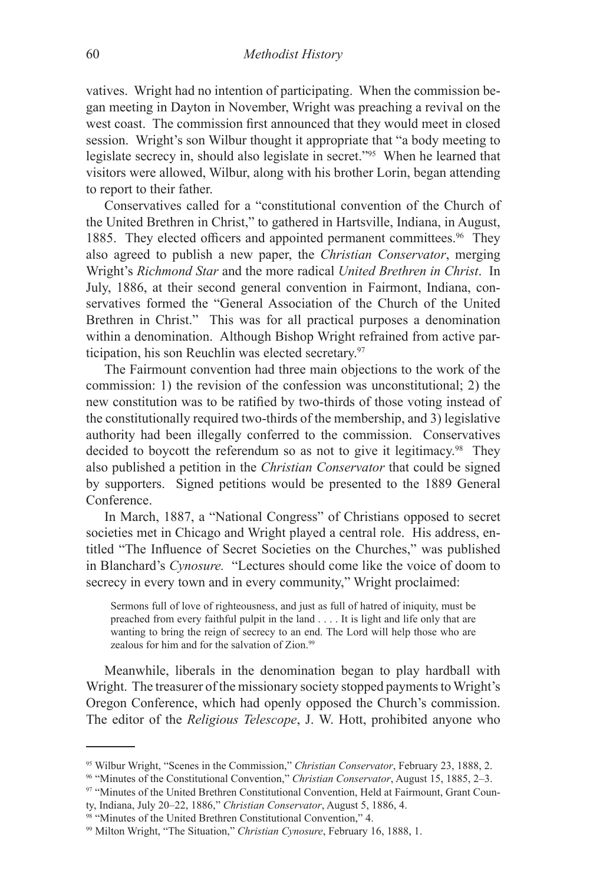vatives. Wright had no intention of participating. When the commission began meeting in Dayton in November, Wright was preaching a revival on the west coast. The commission first announced that they would meet in closed session. Wright's son Wilbur thought it appropriate that "a body meeting to legislate secrecy in, should also legislate in secret."[95] When he learned that visitors were allowed, Wilbur, along with his brother Lorin, began attending to report to their father.

Conservatives called for a "constitutional convention of the Church of the United Brethren in Christ," to gathered in Hartsville, Indiana, in August, 1885. They elected officers and appointed permanent committees.[96] They also agreed to publish a new paper, the *Christian Conservator*, merging Wright's *Richmond Star* and the more radical *United Brethren in Christ*. In July, 1886, at their second general convention in Fairmont, Indiana, conservatives formed the "General Association of the Church of the United Brethren in Christ." This was for all practical purposes a denomination within a denomination. Although Bishop Wright refrained from active participation, his son Reuchlin was elected secretary.[97]

The Fairmount convention had three main objections to the work of the commission: 1) the revision of the confession was unconstitutional; 2) the new constitution was to be ratified by two-thirds of those voting instead of the constitutionally required two-thirds of the membership, and 3) legislative authority had been illegally conferred to the commission. Conservatives decided to boycott the referendum so as not to give it legitimacy.[98] They also published a petition in the *Christian Conservator* that could be signed by supporters. Signed petitions would be presented to the 1889 General Conference.

In March, 1887, a "National Congress" of Christians opposed to secret societies met in Chicago and Wright played a central role. His address, entitled "The Influence of Secret Societies on the Churches," was published in Blanchard's *Cynosure.* "Lectures should come like the voice of doom to secrecy in every town and in every community," Wright proclaimed:

> Sermons full of love of righteousness, and just as full of hatred of iniquity, must be preached from every faithful pulpit in the land . . . . It is light and life only that are wanting to bring the reign of secrecy to an end. The Lord will help those who are zealous for him and for the salvation of Zion.[99]

Meanwhile, liberals in the denomination began to play hardball with Wright. The treasurer of the missionary society stopped payments to Wright's Oregon Conference, which had openly opposed the Church's commission. The editor of the *Religious Telescope*, J. W. Hott, prohibited anyone who

---

[95] Wilbur Wright, "Scenes in the Commission," *Christian Conservator*, February 23, 1888, 2.

[96] "Minutes of the Constitutional Convention," *Christian Conservator*, August 15, 1885, 2–3.

[97] "Minutes of the United Brethren Constitutional Convention, Held at Fairmount, Grant County, Indiana, July 20–22, 1886," *Christian Conservator*, August 5, 1886, 4.

[98] "Minutes of the United Brethren Constitutional Convention," 4.

[99] Milton Wright, "The Situation," *Christian Cynosure*, February 16, 1888, 1.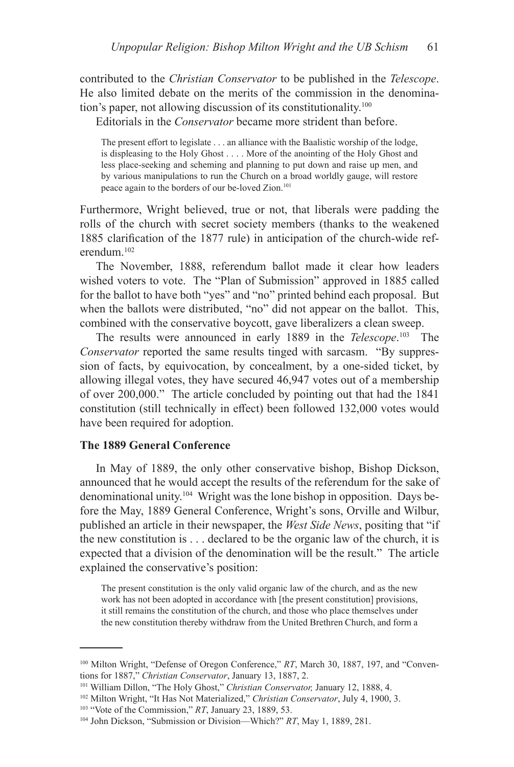contributed to the *Christian Conservator* to be published in the *Telescope*. He also limited debate on the merits of the commission in the denomination's paper, not allowing discussion of its constitutionality.[100]

Editorials in the *Conservator* became more strident than before.

> The present effort to legislate . . . an alliance with the Baalistic worship of the lodge, is displeasing to the Holy Ghost . . . . More of the anointing of the Holy Ghost and less place-seeking and scheming and planning to put down and raise up men, and by various manipulations to run the Church on a broad worldly gauge, will restore peace again to the borders of our be-loved Zion.[101]

Furthermore, Wright believed, true or not, that liberals were padding the rolls of the church with secret society members (thanks to the weakened 1885 clarification of the 1877 rule) in anticipation of the church-wide referendum.[102]

The November, 1888, referendum ballot made it clear how leaders wished voters to vote. The "Plan of Submission" approved in 1885 called for the ballot to have both "yes" and "no" printed behind each proposal. But when the ballots were distributed, "no" did not appear on the ballot. This, combined with the conservative boycott, gave liberalizers a clean sweep.

The results were announced in early 1889 in the *Telescope*.[103] The *Conservator* reported the same results tinged with sarcasm. "By suppression of facts, by equivocation, by concealment, by a one-sided ticket, by allowing illegal votes, they have secured 46,947 votes out of a membership of over 200,000." The article concluded by pointing out that had the 1841 constitution (still technically in effect) been followed 132,000 votes would have been required for adoption.

### The 1889 General Conference

In May of 1889, the only other conservative bishop, Bishop Dickson, announced that he would accept the results of the referendum for the sake of denominational unity.[104] Wright was the lone bishop in opposition. Days before the May, 1889 General Conference, Wright's sons, Orville and Wilbur, published an article in their newspaper, the *West Side News*, positing that "if the new constitution is . . . declared to be the organic law of the church, it is expected that a division of the denomination will be the result." The article explained the conservative's position:

> The present constitution is the only valid organic law of the church, and as the new work has not been adopted in accordance with [the present constitution] provisions, it still remains the constitution of the church, and those who place themselves under the new constitution thereby withdraw from the United Brethren Church, and form a

---

[100] Milton Wright, "Defense of Oregon Conference," *RT*, March 30, 1887, 197, and "Conventions for 1887," *Christian Conservator*, January 13, 1887, 2.

[101] William Dillon, "The Holy Ghost," *Christian Conservator,* January 12, 1888, 4.

[102] Milton Wright, "It Has Not Materialized," *Christian Conservator*, July 4, 1900, 3.

[103] "Vote of the Commission," *RT*, January 23, 1889, 53.

[104] John Dickson, "Submission or Division—Which?" *RT*, May 1, 1889, 281.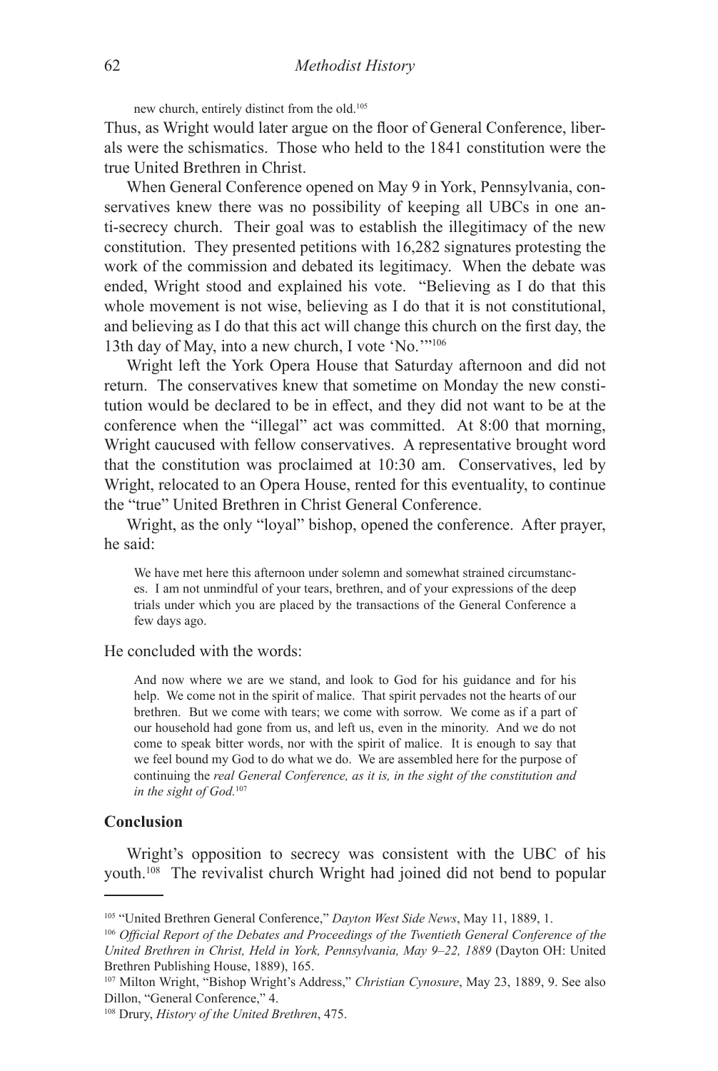new church, entirely distinct from the old.[105]

Thus, as Wright would later argue on the floor of General Conference, liberals were the schismatics. Those who held to the 1841 constitution were the true United Brethren in Christ.

When General Conference opened on May 9 in York, Pennsylvania, conservatives knew there was no possibility of keeping all UBCs in one anti-secrecy church. Their goal was to establish the illegitimacy of the new constitution. They presented petitions with 16,282 signatures protesting the work of the commission and debated its legitimacy. When the debate was ended, Wright stood and explained his vote. "Believing as I do that this whole movement is not wise, believing as I do that it is not constitutional, and believing as I do that this act will change this church on the first day, the 13th day of May, into a new church, I vote 'No.'"[106]

Wright left the York Opera House that Saturday afternoon and did not return. The conservatives knew that sometime on Monday the new constitution would be declared to be in effect, and they did not want to be at the conference when the "illegal" act was committed. At 8:00 that morning, Wright caucused with fellow conservatives. A representative brought word that the constitution was proclaimed at 10:30 am. Conservatives, led by Wright, relocated to an Opera House, rented for this eventuality, to continue the "true" United Brethren in Christ General Conference.

Wright, as the only "loyal" bishop, opened the conference. After prayer, he said:

> We have met here this afternoon under solemn and somewhat strained circumstances. I am not unmindful of your tears, brethren, and of your expressions of the deep trials under which you are placed by the transactions of the General Conference a few days ago.

He concluded with the words:

> And now where we are we stand, and look to God for his guidance and for his help. We come not in the spirit of malice. That spirit pervades not the hearts of our brethren. But we come with tears; we come with sorrow. We come as if a part of our household had gone from us, and left us, even in the minority. And we do not come to speak bitter words, nor with the spirit of malice. It is enough to say that we feel bound my God to do what we do. We are assembled here for the purpose of continuing the *real General Conference, as it is, in the sight of the constitution and in the sight of God.*[107]

**Conclusion**

Wright's opposition to secrecy was consistent with the UBC of his youth.[108] The revivalist church Wright had joined did not bend to popular

---

[105] "United Brethren General Conference," *Dayton West Side News*, May 11, 1889, 1.

[106] *Official Report of the Debates and Proceedings of the Twentieth General Conference of the United Brethren in Christ, Held in York, Pennsylvania, May 9–22, 1889* (Dayton OH: United Brethren Publishing House, 1889), 165.

[107] Milton Wright, "Bishop Wright's Address," *Christian Cynosure*, May 23, 1889, 9. See also Dillon, "General Conference," 4.

[108] Drury, *History of the United Brethren*, 475.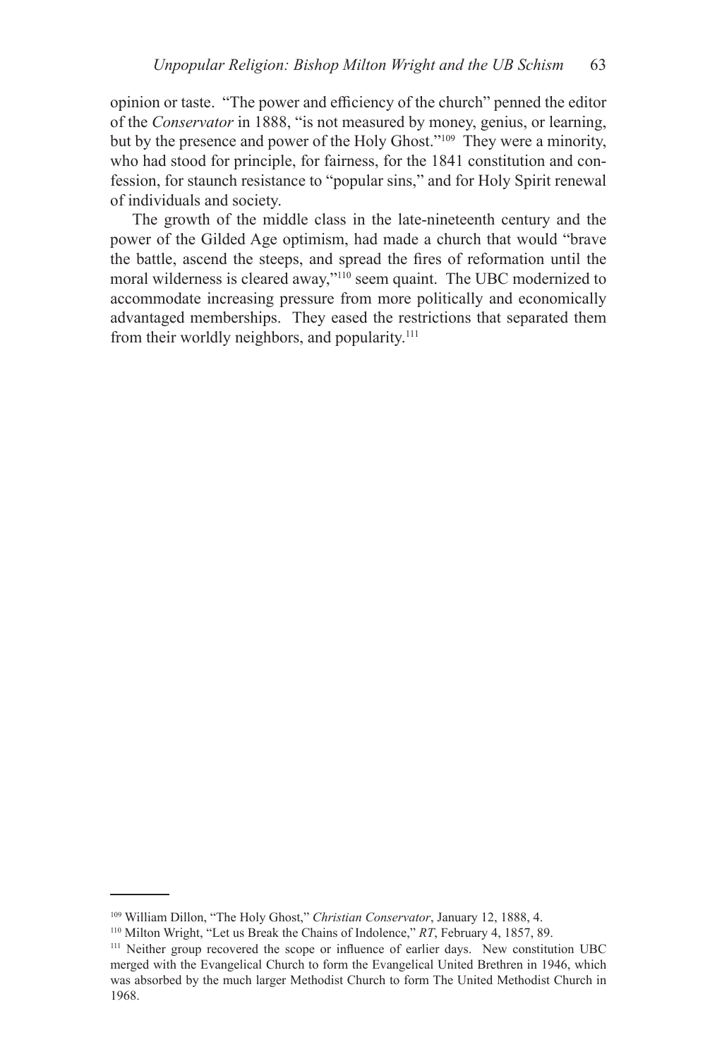opinion or taste. "The power and efficiency of the church" penned the editor of the *Conservator* in 1888, "is not measured by money, genius, or learning, but by the presence and power of the Holy Ghost."[109] They were a minority, who had stood for principle, for fairness, for the 1841 constitution and confession, for staunch resistance to "popular sins," and for Holy Spirit renewal of individuals and society.

The growth of the middle class in the late-nineteenth century and the power of the Gilded Age optimism, had made a church that would "brave the battle, ascend the steeps, and spread the fires of reformation until the moral wilderness is cleared away,"[110] seem quaint. The UBC modernized to accommodate increasing pressure from more politically and economically advantaged memberships. They eased the restrictions that separated them from their worldly neighbors, and popularity.[111]

---

[109] William Dillon, "The Holy Ghost," *Christian Conservator*, January 12, 1888, 4.

[110] Milton Wright, "Let us Break the Chains of Indolence," *RT*, February 4, 1857, 89.

[111] Neither group recovered the scope or influence of earlier days. New constitution UBC merged with the Evangelical Church to form the Evangelical United Brethren in 1946, which was absorbed by the much larger Methodist Church to form The United Methodist Church in 1968.